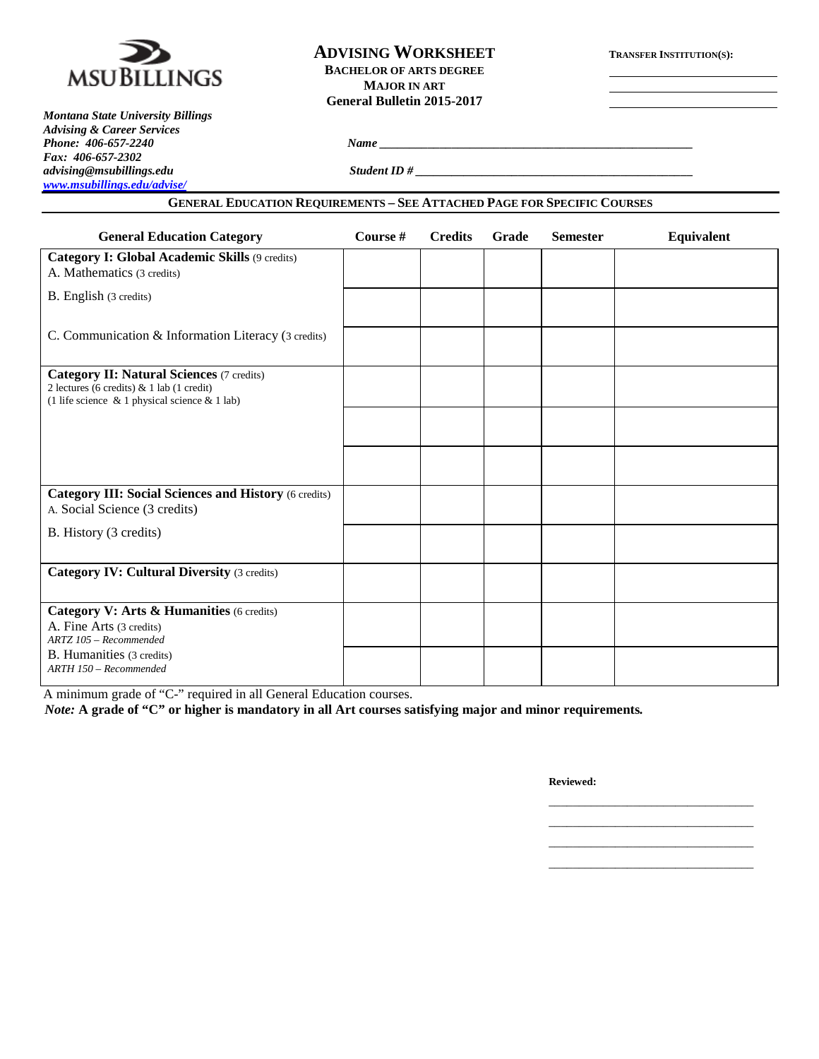MSU BILLINGS

*Montana State University Billings*
*Advising & Career Services*
*Phone: 406-657-2240*
*Fax: 406-657-2302*
*advising@msubillings.edu*
*www.msubillings.edu/advise/*

# ADVISING WORKSHEET

**BACHELOR OF ARTS DEGREE**
**MAJOR IN ART**
**General Bulletin 2015-2017**

**TRANSFER INSTITUTION(S):**

______________________
______________________
______________________

***Name*** ____________________________________________

***Student ID #*** ________________________________________

## GENERAL EDUCATION REQUIREMENTS – SEE ATTACHED PAGE FOR SPECIFIC COURSES

| General Education Category | Course # | Credits | Grade | Semester | Equivalent |
|---|---|---|---|---|---|
| **Category I: Global Academic Skills** (9 credits)<br>A. Mathematics (3 credits) | | | | | |
| B. English (3 credits) | | | | | |
| C. Communication & Information Literacy (3 credits) | | | | | |
| **Category II: Natural Sciences** (7 credits)<br>2 lectures (6 credits) & 1 lab (1 credit)<br>(1 life science & 1 physical science & 1 lab) | | | | | |
| | | | | | |
| | | | | | |
| **Category III: Social Sciences and History** (6 credits)<br>A. Social Science (3 credits) | | | | | |
| B. History (3 credits) | | | | | |
| **Category IV: Cultural Diversity** (3 credits) | | | | | |
| **Category V: Arts & Humanities** (6 credits)<br>A. Fine Arts (3 credits)<br>*ARTZ 105 – Recommended* | | | | | |
| B. Humanities (3 credits)<br>*ARTH 150 – Recommended* | | | | | |

A minimum grade of "C-" required in all General Education courses.

*Note:* **A grade of "C" or higher is mandatory in all Art courses satisfying major and minor requirements.**

**Reviewed:**

______________________________
______________________________
______________________________
______________________________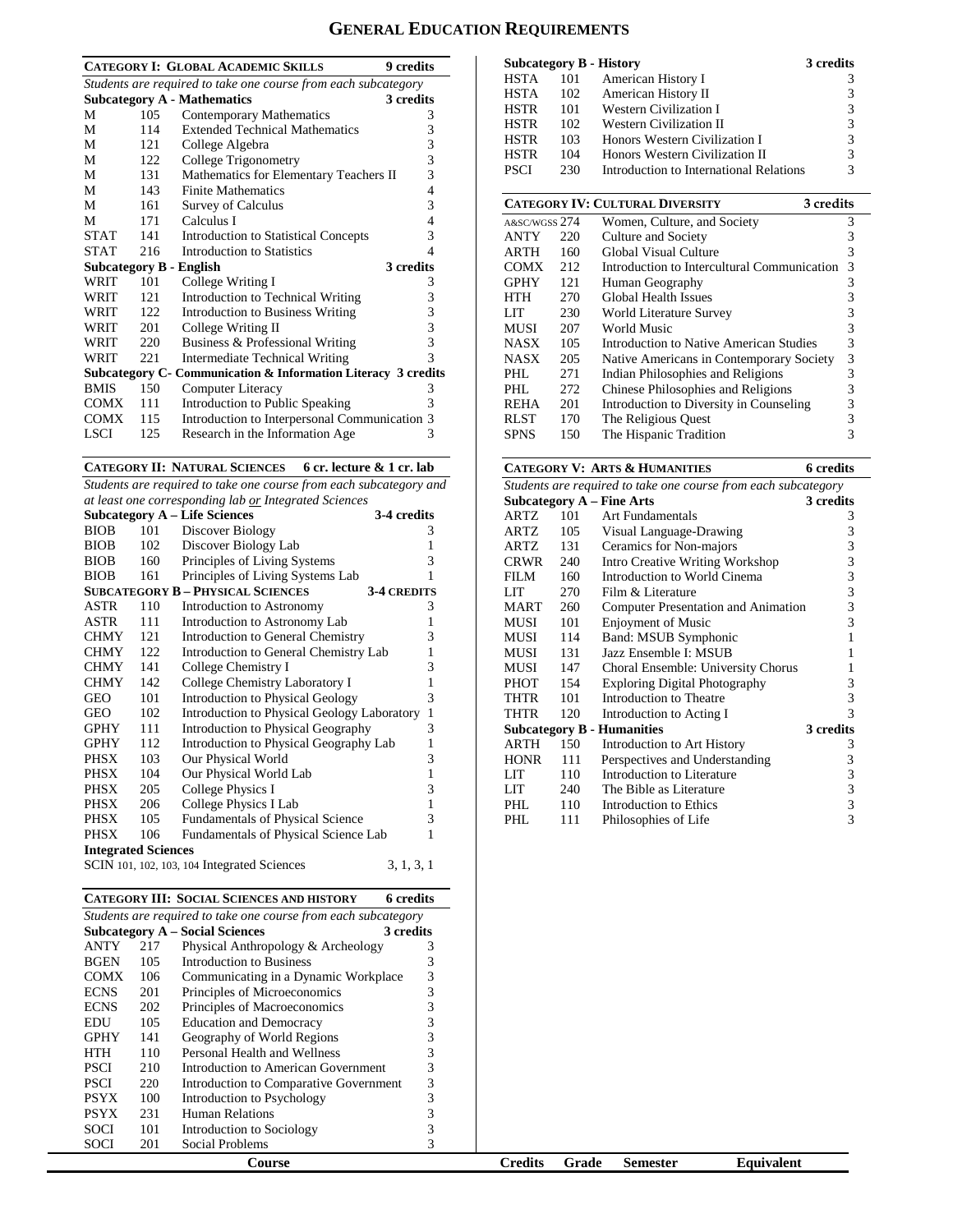# GENERAL EDUCATION REQUIREMENTS

## CATEGORY I: GLOBAL ACADEMIC SKILLS — 9 credits

*Students are required to take one course from each subcategory*

**Subcategory A - Mathematics — 3 credits**

| | | | |
|---|---|---|---|
| M | 105 | Contemporary Mathematics | 3 |
| M | 114 | Extended Technical Mathematics | 3 |
| M | 121 | College Algebra | 3 |
| M | 122 | College Trigonometry | 3 |
| M | 131 | Mathematics for Elementary Teachers II | 3 |
| M | 143 | Finite Mathematics | 4 |
| M | 161 | Survey of Calculus | 3 |
| M | 171 | Calculus I | 4 |
| STAT | 141 | Introduction to Statistical Concepts | 3 |
| STAT | 216 | Introduction to Statistics | 4 |

**Subcategory B - English — 3 credits**

| | | | |
|---|---|---|---|
| WRIT | 101 | College Writing I | 3 |
| WRIT | 121 | Introduction to Technical Writing | 3 |
| WRIT | 122 | Introduction to Business Writing | 3 |
| WRIT | 201 | College Writing II | 3 |
| WRIT | 220 | Business & Professional Writing | 3 |
| WRIT | 221 | Intermediate Technical Writing | 3 |

**Subcategory C- Communication & Information Literacy — 3 credits**

| | | | |
|---|---|---|---|
| BMIS | 150 | Computer Literacy | 3 |
| COMX | 111 | Introduction to Public Speaking | 3 |
| COMX | 115 | Introduction to Interpersonal Communication | 3 |
| LSCI | 125 | Research in the Information Age | 3 |

## CATEGORY II: NATURAL SCIENCES — 6 cr. lecture & 1 cr. lab

*Students are required to take one course from each subcategory and at least one corresponding lab or Integrated Sciences*

**Subcategory A – Life Sciences — 3-4 credits**

| | | | |
|---|---|---|---|
| BIOB | 101 | Discover Biology | 3 |
| BIOB | 102 | Discover Biology Lab | 1 |
| BIOB | 160 | Principles of Living Systems | 3 |
| BIOB | 161 | Principles of Living Systems Lab | 1 |

**SUBCATEGORY B – PHYSICAL SCIENCES — 3-4 CREDITS**

| | | | |
|---|---|---|---|
| ASTR | 110 | Introduction to Astronomy | 3 |
| ASTR | 111 | Introduction to Astronomy Lab | 1 |
| CHMY | 121 | Introduction to General Chemistry | 3 |
| CHMY | 122 | Introduction to General Chemistry Lab | 1 |
| CHMY | 141 | College Chemistry I | 3 |
| CHMY | 142 | College Chemistry Laboratory I | 1 |
| GEO | 101 | Introduction to Physical Geology | 3 |
| GEO | 102 | Introduction to Physical Geology Laboratory | 1 |
| GPHY | 111 | Introduction to Physical Geography | 3 |
| GPHY | 112 | Introduction to Physical Geography Lab | 1 |
| PHSX | 103 | Our Physical World | 3 |
| PHSX | 104 | Our Physical World Lab | 1 |
| PHSX | 205 | College Physics I | 3 |
| PHSX | 206 | College Physics I Lab | 1 |
| PHSX | 105 | Fundamentals of Physical Science | 3 |
| PHSX | 106 | Fundamentals of Physical Science Lab | 1 |

**Integrated Sciences**

SCIN 101, 102, 103, 104 Integrated Sciences — 3, 1, 3, 1

## CATEGORY III: SOCIAL SCIENCES AND HISTORY — 6 credits

*Students are required to take one course from each subcategory*

**Subcategory A – Social Sciences — 3 credits**

| | | | |
|---|---|---|---|
| ANTY | 217 | Physical Anthropology & Archeology | 3 |
| BGEN | 105 | Introduction to Business | 3 |
| COMX | 106 | Communicating in a Dynamic Workplace | 3 |
| ECNS | 201 | Principles of Microeconomics | 3 |
| ECNS | 202 | Principles of Macroeconomics | 3 |
| EDU | 105 | Education and Democracy | 3 |
| GPHY | 141 | Geography of World Regions | 3 |
| HTH | 110 | Personal Health and Wellness | 3 |
| PSCI | 210 | Introduction to American Government | 3 |
| PSCI | 220 | Introduction to Comparative Government | 3 |
| PSYX | 100 | Introduction to Psychology | 3 |
| PSYX | 231 | Human Relations | 3 |
| SOCI | 101 | Introduction to Sociology | 3 |
| SOCI | 201 | Social Problems | 3 |

**Subcategory B - History — 3 credits**

| | | | |
|---|---|---|---|
| HSTA | 101 | American History I | 3 |
| HSTA | 102 | American History II | 3 |
| HSTR | 101 | Western Civilization I | 3 |
| HSTR | 102 | Western Civilization II | 3 |
| HSTR | 103 | Honors Western Civilization I | 3 |
| HSTR | 104 | Honors Western Civilization II | 3 |
| PSCI | 230 | Introduction to International Relations | 3 |

## CATEGORY IV: CULTURAL DIVERSITY — 3 credits

| | | | |
|---|---|---|---|
| A&SC/WGSS | 274 | Women, Culture, and Society | 3 |
| ANTY | 220 | Culture and Society | 3 |
| ARTH | 160 | Global Visual Culture | 3 |
| COMX | 212 | Introduction to Intercultural Communication | 3 |
| GPHY | 121 | Human Geography | 3 |
| HTH | 270 | Global Health Issues | 3 |
| LIT | 230 | World Literature Survey | 3 |
| MUSI | 207 | World Music | 3 |
| NASX | 105 | Introduction to Native American Studies | 3 |
| NASX | 205 | Native Americans in Contemporary Society | 3 |
| PHL | 271 | Indian Philosophies and Religions | 3 |
| PHL | 272 | Chinese Philosophies and Religions | 3 |
| REHA | 201 | Introduction to Diversity in Counseling | 3 |
| RLST | 170 | The Religious Quest | 3 |
| SPNS | 150 | The Hispanic Tradition | 3 |

## CATEGORY V: ARTS & HUMANITIES — 6 credits

*Students are required to take one course from each subcategory*

**Subcategory A – Fine Arts — 3 credits**

| | | | |
|---|---|---|---|
| ARTZ | 101 | Art Fundamentals | 3 |
| ARTZ | 105 | Visual Language-Drawing | 3 |
| ARTZ | 131 | Ceramics for Non-majors | 3 |
| CRWR | 240 | Intro Creative Writing Workshop | 3 |
| FILM | 160 | Introduction to World Cinema | 3 |
| LIT | 270 | Film & Literature | 3 |
| MART | 260 | Computer Presentation and Animation | 3 |
| MUSI | 101 | Enjoyment of Music | 3 |
| MUSI | 114 | Band: MSUB Symphonic | 1 |
| MUSI | 131 | Jazz Ensemble I: MSUB | 1 |
| MUSI | 147 | Choral Ensemble: University Chorus | 1 |
| PHOT | 154 | Exploring Digital Photography | 3 |
| THTR | 101 | Introduction to Theatre | 3 |
| THTR | 120 | Introduction to Acting I | 3 |

**Subcategory B - Humanities — 3 credits**

| | | | |
|---|---|---|---|
| ARTH | 150 | Introduction to Art History | 3 |
| HONR | 111 | Perspectives and Understanding | 3 |
| LIT | 110 | Introduction to Literature | 3 |
| LIT | 240 | The Bible as Literature | 3 |
| PHL | 110 | Introduction to Ethics | 3 |
| PHL | 111 | Philosophies of Life | 3 |

| Course | Credits | Grade | Semester | Equivalent |
|---|---|---|---|---|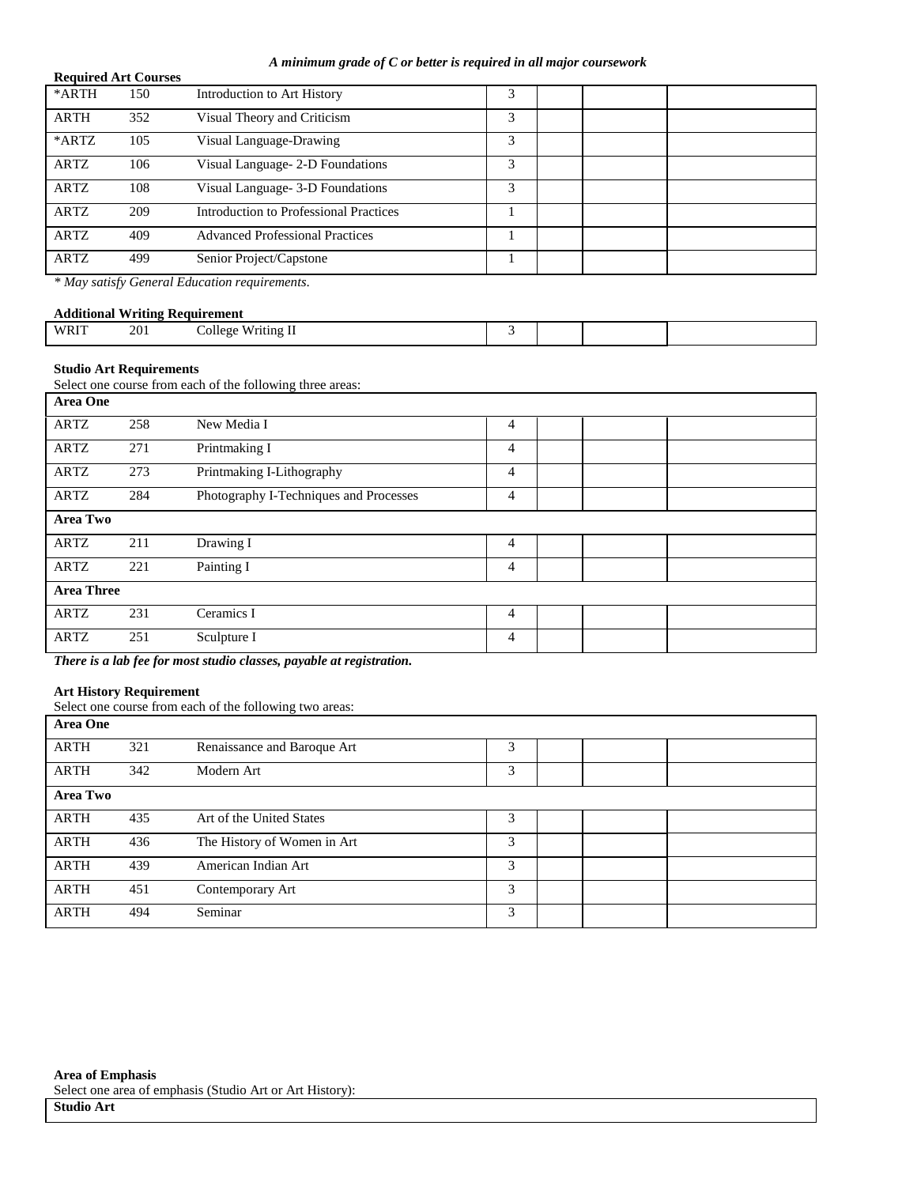*A minimum grade of C or better is required in all major coursework*

**Required Art Courses**

| | | | | | | |
|---|---|---|---|---|---|---|
| *ARTH | 150 | Introduction to Art History | 3 | | | |
| ARTH | 352 | Visual Theory and Criticism | 3 | | | |
| *ARTZ | 105 | Visual Language-Drawing | 3 | | | |
| ARTZ | 106 | Visual Language- 2-D Foundations | 3 | | | |
| ARTZ | 108 | Visual Language- 3-D Foundations | 3 | | | |
| ARTZ | 209 | Introduction to Professional Practices | 1 | | | |
| ARTZ | 409 | Advanced Professional Practices | 1 | | | |
| ARTZ | 499 | Senior Project/Capstone | 1 | | | |

*\* May satisfy General Education requirements.*

**Additional Writing Requirement**

| | | | | | | |
|---|---|---|---|---|---|---|
| WRIT | 201 | College Writing II | 3 | | | |

**Studio Art Requirements**

Select one course from each of the following three areas:

| | | | | | | |
|---|---|---|---|---|---|---|
| **Area One** | | | | | | |
| ARTZ | 258 | New Media I | 4 | | | |
| ARTZ | 271 | Printmaking I | 4 | | | |
| ARTZ | 273 | Printmaking I-Lithography | 4 | | | |
| ARTZ | 284 | Photography I-Techniques and Processes | 4 | | | |
| **Area Two** | | | | | | |
| ARTZ | 211 | Drawing I | 4 | | | |
| ARTZ | 221 | Painting I | 4 | | | |
| **Area Three** | | | | | | |
| ARTZ | 231 | Ceramics I | 4 | | | |
| ARTZ | 251 | Sculpture I | 4 | | | |

***There is a lab fee for most studio classes, payable at registration.***

**Art History Requirement**

Select one course from each of the following two areas:

| | | | | | | |
|---|---|---|---|---|---|---|
| **Area One** | | | | | | |
| ARTH | 321 | Renaissance and Baroque Art | 3 | | | |
| ARTH | 342 | Modern Art | 3 | | | |
| **Area Two** | | | | | | |
| ARTH | 435 | Art of the United States | 3 | | | |
| ARTH | 436 | The History of Women in Art | 3 | | | |
| ARTH | 439 | American Indian Art | 3 | | | |
| ARTH | 451 | Contemporary Art | 3 | | | |
| ARTH | 494 | Seminar | 3 | | | |

**Area of Emphasis**

Select one area of emphasis (Studio Art or Art History):

| |
|---|
| **Studio Art** |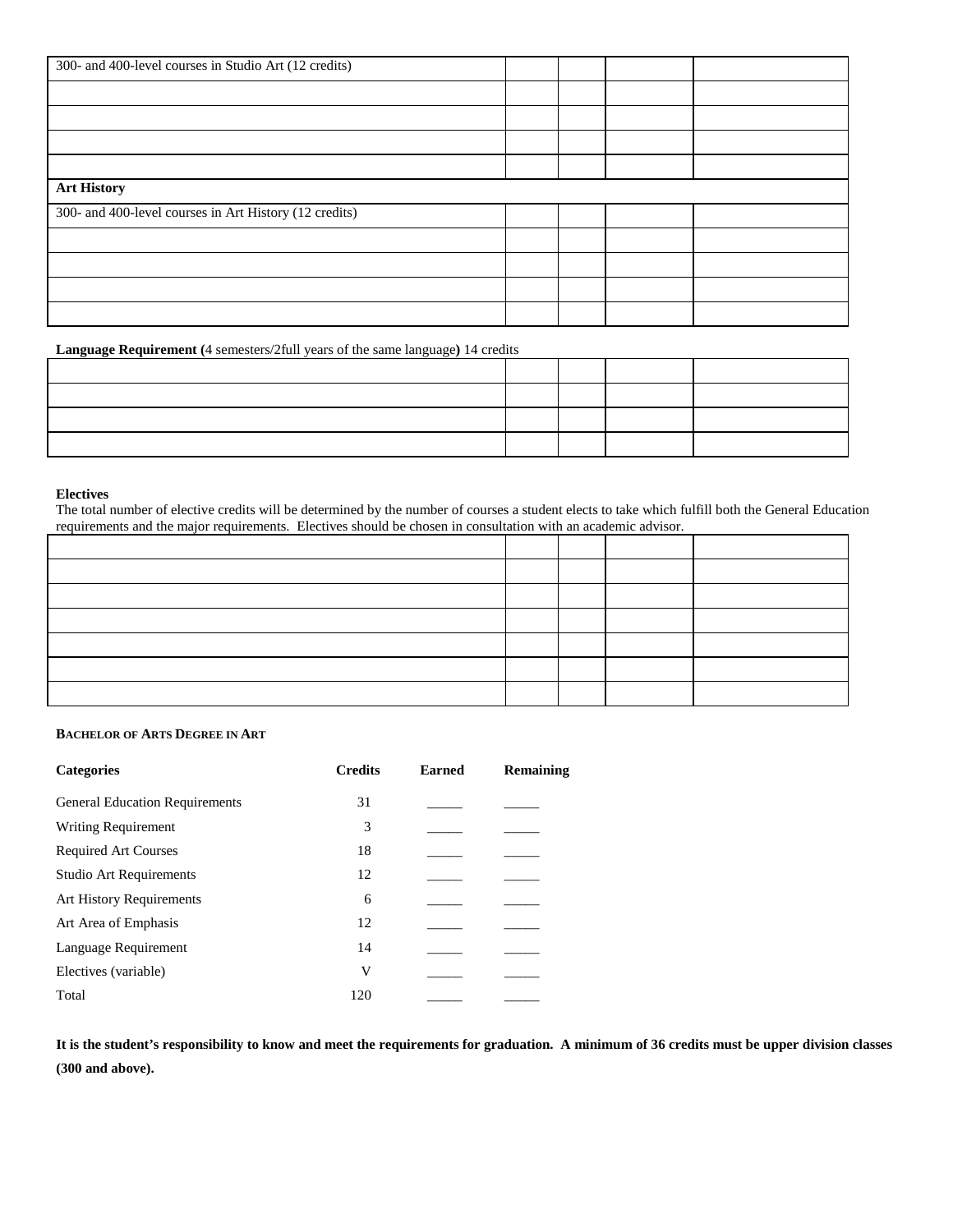| | | | | |
|---|---|---|---|---|
| 300- and 400-level courses in Studio Art (12 credits) | | | | |
| | | | | |
| | | | | |
| | | | | |
| | | | | |
| **Art History** | | | | |
| 300- and 400-level courses in Art History (12 credits) | | | | |
| | | | | |
| | | | | |
| | | | | |
| | | | | |

**Language Requirement (**4 semesters/2full years of the same language**)** 14 credits

| | | | | |
|---|---|---|---|---|
| | | | | |
| | | | | |
| | | | | |
| | | | | |

**Electives**

The total number of elective credits will be determined by the number of courses a student elects to take which fulfill both the General Education requirements and the major requirements. Electives should be chosen in consultation with an academic advisor.

| | | | | |
|---|---|---|---|---|
| | | | | |
| | | | | |
| | | | | |
| | | | | |
| | | | | |
| | | | | |
| | | | | |

**BACHELOR OF ARTS DEGREE IN ART**

| Categories | Credits | Earned | Remaining |
|---|---|---|---|
| General Education Requirements | 31 | _____ | _____ |
| Writing Requirement | 3 | _____ | _____ |
| Required Art Courses | 18 | _____ | _____ |
| Studio Art Requirements | 12 | _____ | _____ |
| Art History Requirements | 6 | _____ | _____ |
| Art Area of Emphasis | 12 | _____ | _____ |
| Language Requirement | 14 | _____ | _____ |
| Electives (variable) | V | _____ | _____ |
| Total | 120 | _____ | _____ |

**It is the student's responsibility to know and meet the requirements for graduation. A minimum of 36 credits must be upper division classes (300 and above).**